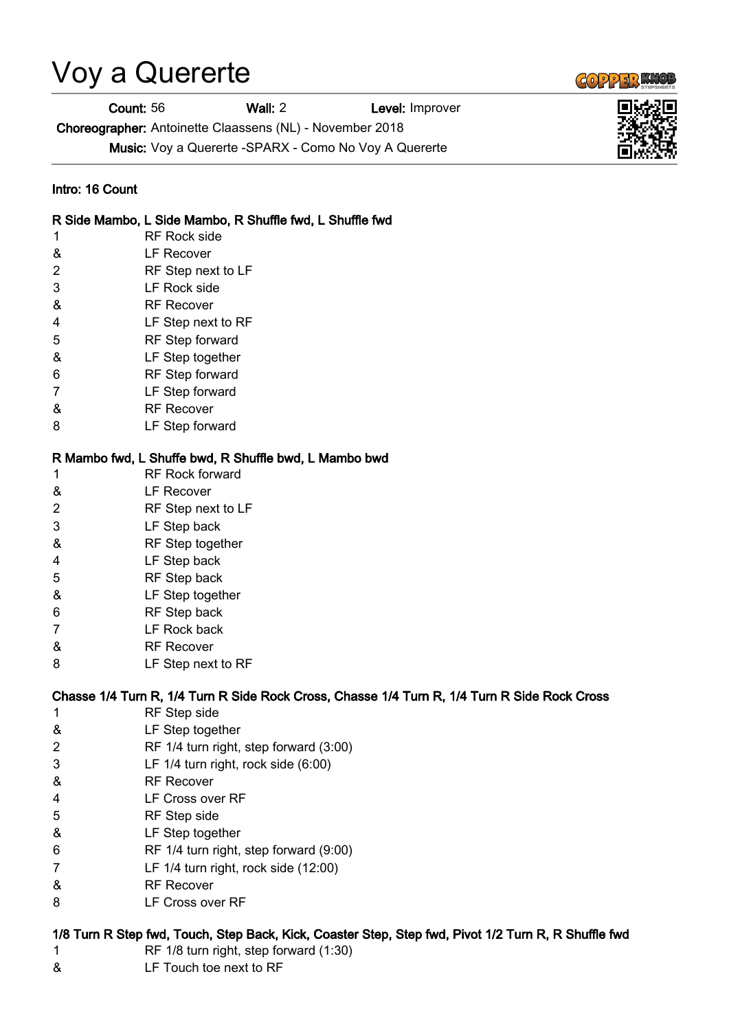# Voy a Quererte

**Count:** 56 **Wall:** 2 **Level:** Improver

**Choreographer:** Antoinette Claassens (NL) - November 2018

**Music:** Voy a Quererte -SPARX - Como No Voy A Quererte

**Intro: 16 Count**

**R Side Mambo, L Side Mambo, R Shuffle fwd, L Shuffle fwd**

| | |
|---|---|
| 1 | RF Rock side |
| & | LF Recover |
| 2 | RF Step next to LF |
| 3 | LF Rock side |
| & | RF Recover |
| 4 | LF Step next to RF |
| 5 | RF Step forward |
| & | LF Step together |
| 6 | RF Step forward |
| 7 | LF Step forward |
| & | RF Recover |
| 8 | LF Step forward |

**R Mambo fwd, L Shuffe bwd, R Shuffle bwd, L Mambo bwd**

| | |
|---|---|
| 1 | RF Rock forward |
| & | LF Recover |
| 2 | RF Step next to LF |
| 3 | LF Step back |
| & | RF Step together |
| 4 | LF Step back |
| 5 | RF Step back |
| & | LF Step together |
| 6 | RF Step back |
| 7 | LF Rock back |
| & | RF Recover |
| 8 | LF Step next to RF |

**Chasse 1/4 Turn R, 1/4 Turn R Side Rock Cross, Chasse 1/4 Turn R, 1/4 Turn R Side Rock Cross**

| | |
|---|---|
| 1 | RF Step side |
| & | LF Step together |
| 2 | RF 1/4 turn right, step forward (3:00) |
| 3 | LF 1/4 turn right, rock side (6:00) |
| & | RF Recover |
| 4 | LF Cross over RF |
| 5 | RF Step side |
| & | LF Step together |
| 6 | RF 1/4 turn right, step forward (9:00) |
| 7 | LF 1/4 turn right, rock side (12:00) |
| & | RF Recover |
| 8 | LF Cross over RF |

**1/8 Turn R Step fwd, Touch, Step Back, Kick, Coaster Step, Step fwd, Pivot 1/2 Turn R, R Shuffle fwd**

| | |
|---|---|
| 1 | RF 1/8 turn right, step forward (1:30) |
| & | LF Touch toe next to RF |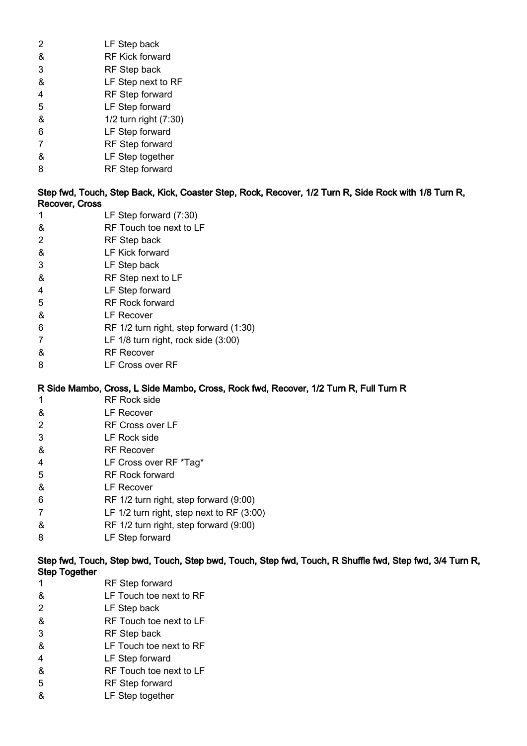| | |
|---|---|
| 2 | LF Step back |
| & | RF Kick forward |
| 3 | RF Step back |
| & | LF Step next to RF |
| 4 | RF Step forward |
| 5 | LF Step forward |
| & | 1/2 turn right (7:30) |
| 6 | LF Step forward |
| 7 | RF Step forward |
| & | LF Step together |
| 8 | RF Step forward |

**Step fwd, Touch, Step Back, Kick, Coaster Step, Rock, Recover, 1/2 Turn R, Side Rock with 1/8 Turn R, Recover, Cross**

| | |
|---|---|
| 1 | LF Step forward (7:30) |
| & | RF Touch toe next to LF |
| 2 | RF Step back |
| & | LF Kick forward |
| 3 | LF Step back |
| & | RF Step next to LF |
| 4 | LF Step forward |
| 5 | RF Rock forward |
| & | LF Recover |
| 6 | RF 1/2 turn right, step forward (1:30) |
| 7 | LF 1/8 turn right, rock side (3:00) |
| & | RF Recover |
| 8 | LF Cross over RF |

**R Side Mambo, Cross, L Side Mambo, Cross, Rock fwd, Recover, 1/2 Turn R, Full Turn R**

| | |
|---|---|
| 1 | RF Rock side |
| & | LF Recover |
| 2 | RF Cross over LF |
| 3 | LF Rock side |
| & | RF Recover |
| 4 | LF Cross over RF *Tag* |
| 5 | RF Rock forward |
| & | LF Recover |
| 6 | RF 1/2 turn right, step forward (9:00) |
| 7 | LF 1/2 turn right, step next to RF (3:00) |
| & | RF 1/2 turn right, step forward (9:00) |
| 8 | LF Step forward |

**Step fwd, Touch, Step bwd, Touch, Step bwd, Touch, Step fwd, Touch, R Shuffle fwd, Step fwd, 3/4 Turn R, Step Together**

| | |
|---|---|
| 1 | RF Step forward |
| & | LF Touch toe next to RF |
| 2 | LF Step back |
| & | RF Touch toe next to LF |
| 3 | RF Step back |
| & | LF Touch toe next to RF |
| 4 | LF Step forward |
| & | RF Touch toe next to LF |
| 5 | RF Step forward |
| & | LF Step together |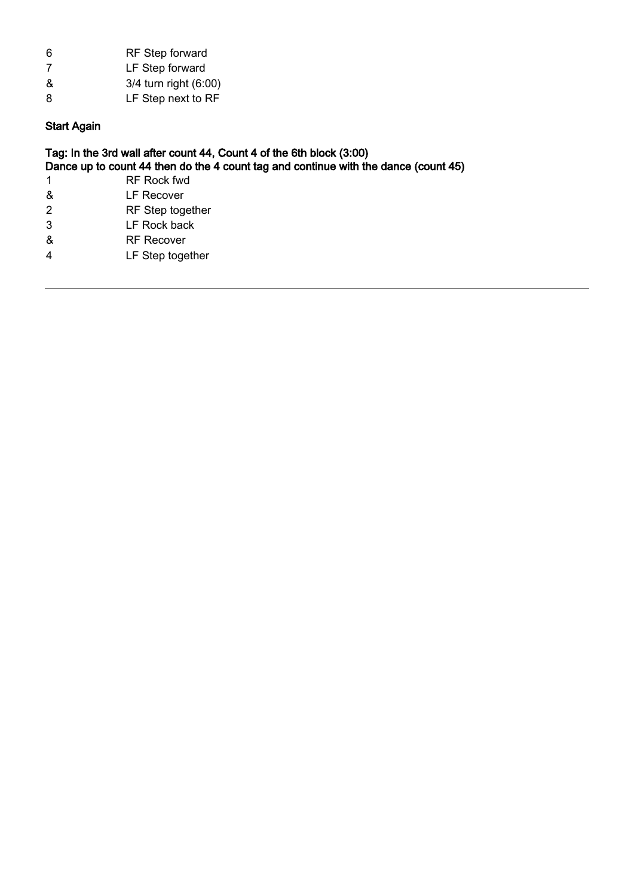| | |
|---|---|
| 6 | RF Step forward |
| 7 | LF Step forward |
| & | 3/4 turn right (6:00) |
| 8 | LF Step next to RF |

**Start Again**

**Tag: In the 3rd wall after count 44, Count 4 of the 6th block (3:00)**
**Dance up to count 44 then do the 4 count tag and continue with the dance (count 45)**

| | |
|---|---|
| 1 | RF Rock fwd |
| & | LF Recover |
| 2 | RF Step together |
| 3 | LF Rock back |
| & | RF Recover |
| 4 | LF Step together |

---